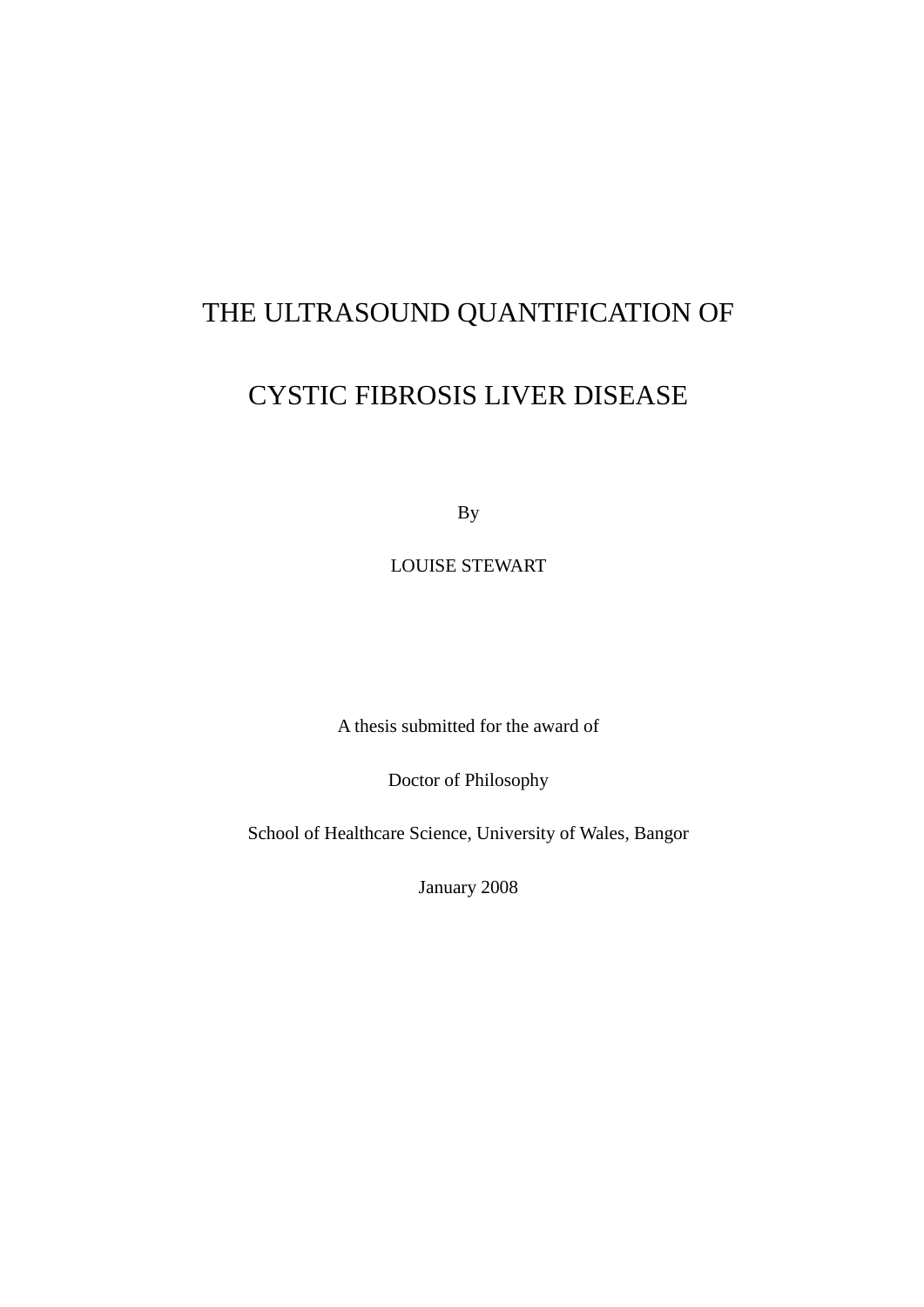# THE ULTRASOUND QUANTIFICATION OF

# CYSTIC FIBROSIS LIVER DISEASE

By

LOUISE STEWART

A thesis submitted for the award of

Doctor of Philosophy

School of Healthcare Science, University of Wales, Bangor

January 2008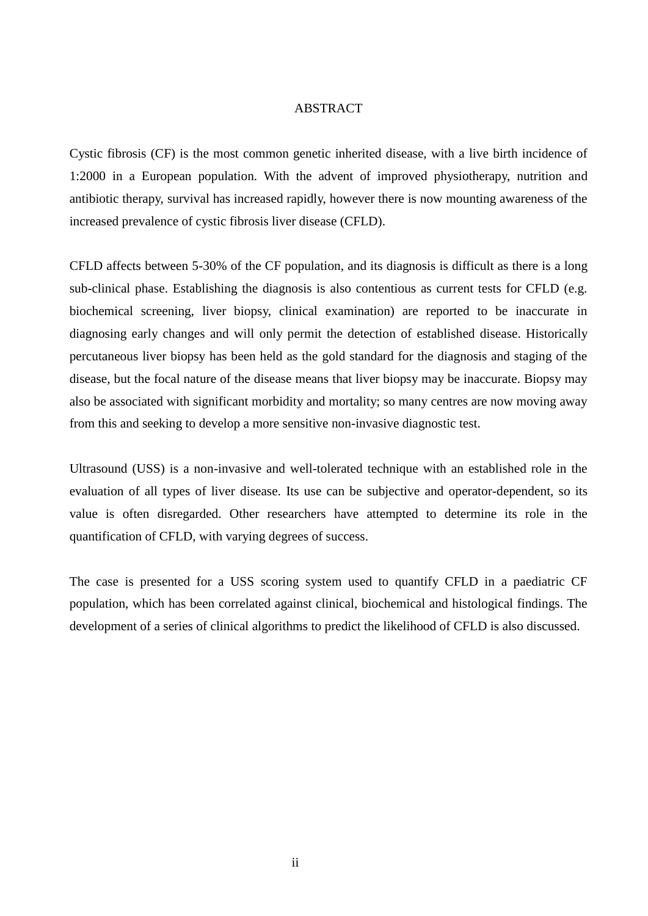# ABSTRACT

Cystic fibrosis (CF) is the most common genetic inherited disease, with a live birth incidence of 1:2000 in a European population. With the advent of improved physiotherapy, nutrition and antibiotic therapy, survival has increased rapidly, however there is now mounting awareness of the increased prevalence of cystic fibrosis liver disease (CFLD).

CFLD affects between 5-30% of the CF population, and its diagnosis is difficult as there is a long sub-clinical phase. Establishing the diagnosis is also contentious as current tests for CFLD (e.g. biochemical screening, liver biopsy, clinical examination) are reported to be inaccurate in diagnosing early changes and will only permit the detection of established disease. Historically percutaneous liver biopsy has been held as the gold standard for the diagnosis and staging of the disease, but the focal nature of the disease means that liver biopsy may be inaccurate. Biopsy may also be associated with significant morbidity and mortality; so many centres are now moving away from this and seeking to develop a more sensitive non-invasive diagnostic test.

Ultrasound (USS) is a non-invasive and well-tolerated technique with an established role in the evaluation of all types of liver disease. Its use can be subjective and operator-dependent, so its value is often disregarded. Other researchers have attempted to determine its role in the quantification of CFLD, with varying degrees of success.

The case is presented for a USS scoring system used to quantify CFLD in a paediatric CF population, which has been correlated against clinical, biochemical and histological findings. The development of a series of clinical algorithms to predict the likelihood of CFLD is also discussed.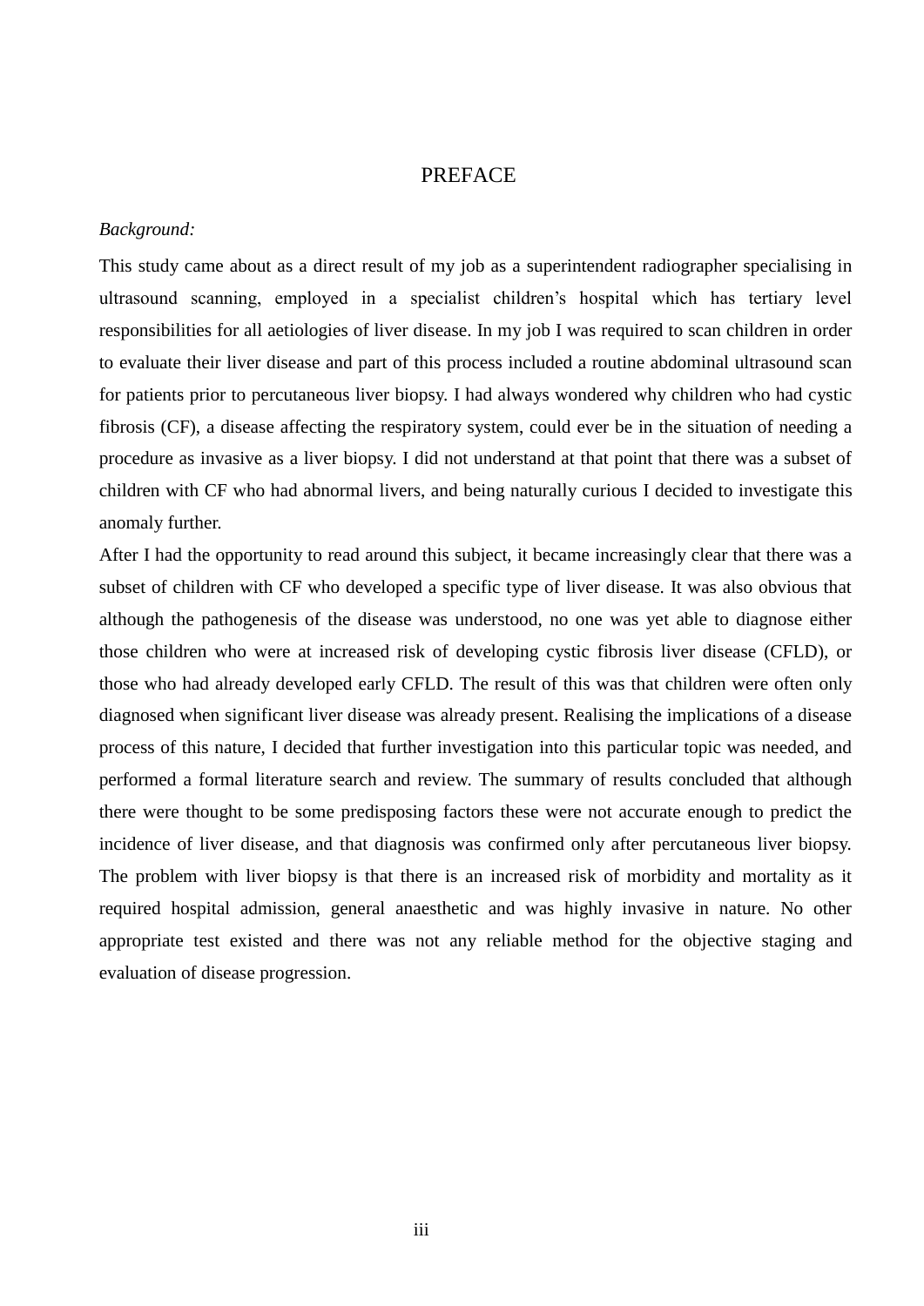# PREFACE

*Background:*

This study came about as a direct result of my job as a superintendent radiographer specialising in ultrasound scanning, employed in a specialist children's hospital which has tertiary level responsibilities for all aetiologies of liver disease. In my job I was required to scan children in order to evaluate their liver disease and part of this process included a routine abdominal ultrasound scan for patients prior to percutaneous liver biopsy. I had always wondered why children who had cystic fibrosis (CF), a disease affecting the respiratory system, could ever be in the situation of needing a procedure as invasive as a liver biopsy. I did not understand at that point that there was a subset of children with CF who had abnormal livers, and being naturally curious I decided to investigate this anomaly further.

After I had the opportunity to read around this subject, it became increasingly clear that there was a subset of children with CF who developed a specific type of liver disease. It was also obvious that although the pathogenesis of the disease was understood, no one was yet able to diagnose either those children who were at increased risk of developing cystic fibrosis liver disease (CFLD), or those who had already developed early CFLD. The result of this was that children were often only diagnosed when significant liver disease was already present. Realising the implications of a disease process of this nature, I decided that further investigation into this particular topic was needed, and performed a formal literature search and review. The summary of results concluded that although there were thought to be some predisposing factors these were not accurate enough to predict the incidence of liver disease, and that diagnosis was confirmed only after percutaneous liver biopsy. The problem with liver biopsy is that there is an increased risk of morbidity and mortality as it required hospital admission, general anaesthetic and was highly invasive in nature. No other appropriate test existed and there was not any reliable method for the objective staging and evaluation of disease progression.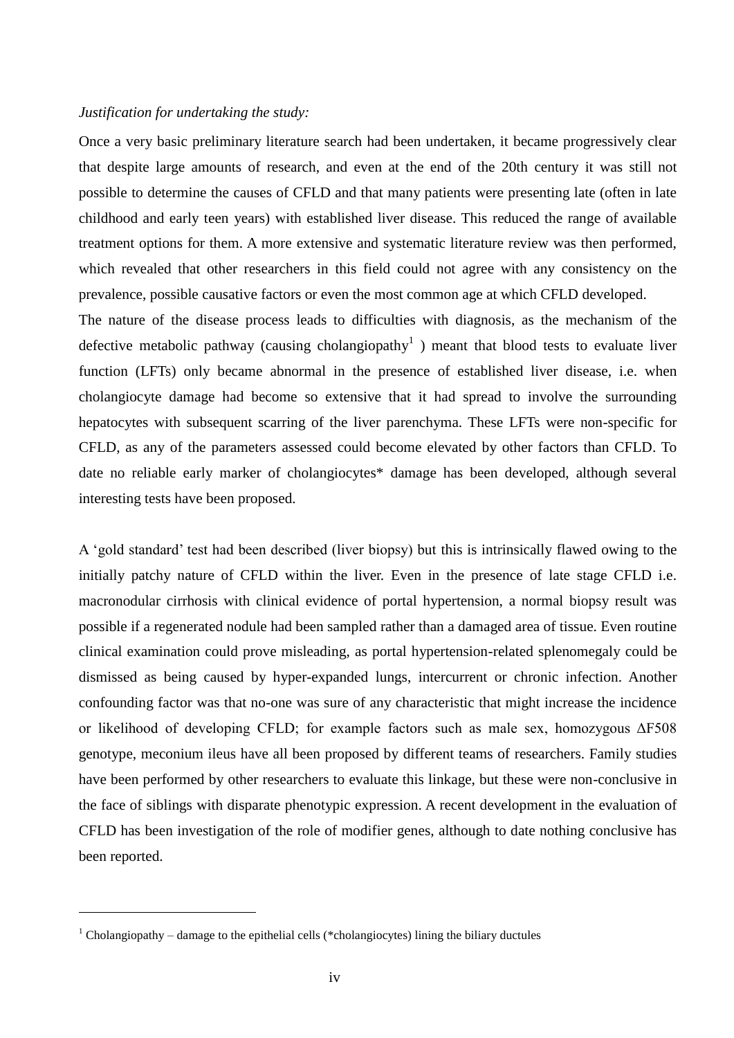*Justification for undertaking the study:*

Once a very basic preliminary literature search had been undertaken, it became progressively clear that despite large amounts of research, and even at the end of the 20th century it was still not possible to determine the causes of CFLD and that many patients were presenting late (often in late childhood and early teen years) with established liver disease. This reduced the range of available treatment options for them. A more extensive and systematic literature review was then performed, which revealed that other researchers in this field could not agree with any consistency on the prevalence, possible causative factors or even the most common age at which CFLD developed.

The nature of the disease process leads to difficulties with diagnosis, as the mechanism of the defective metabolic pathway (causing cholangiopathy[1] ) meant that blood tests to evaluate liver function (LFTs) only became abnormal in the presence of established liver disease, i.e. when cholangiocyte damage had become so extensive that it had spread to involve the surrounding hepatocytes with subsequent scarring of the liver parenchyma. These LFTs were non-specific for CFLD, as any of the parameters assessed could become elevated by other factors than CFLD. To date no reliable early marker of cholangiocytes* damage has been developed, although several interesting tests have been proposed.

A 'gold standard' test had been described (liver biopsy) but this is intrinsically flawed owing to the initially patchy nature of CFLD within the liver. Even in the presence of late stage CFLD i.e. macronodular cirrhosis with clinical evidence of portal hypertension, a normal biopsy result was possible if a regenerated nodule had been sampled rather than a damaged area of tissue. Even routine clinical examination could prove misleading, as portal hypertension-related splenomegaly could be dismissed as being caused by hyper-expanded lungs, intercurrent or chronic infection. Another confounding factor was that no-one was sure of any characteristic that might increase the incidence or likelihood of developing CFLD; for example factors such as male sex, homozygous ΔF508 genotype, meconium ileus have all been proposed by different teams of researchers. Family studies have been performed by other researchers to evaluate this linkage, but these were non-conclusive in the face of siblings with disparate phenotypic expression. A recent development in the evaluation of CFLD has been investigation of the role of modifier genes, although to date nothing conclusive has been reported.

---

[1] Cholangiopathy – damage to the epithelial cells (*cholangiocytes) lining the biliary ductules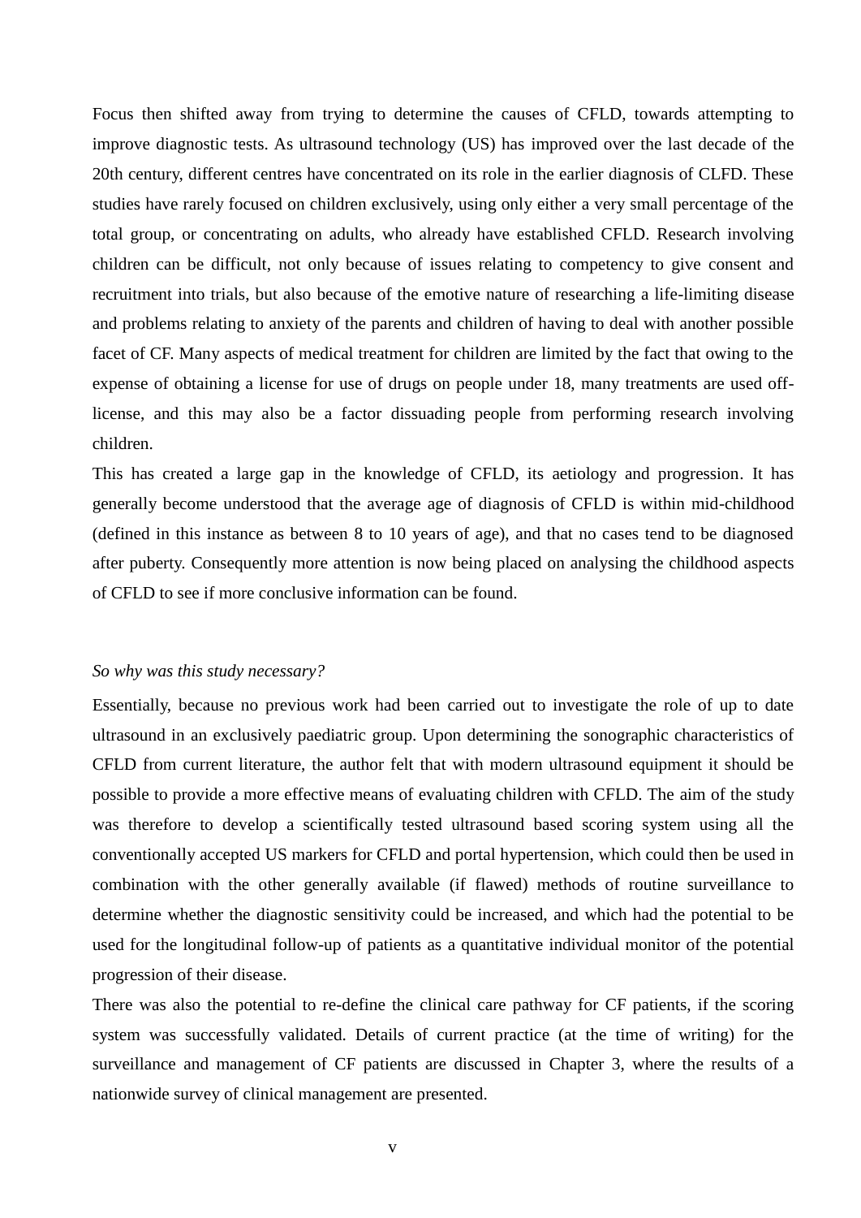Focus then shifted away from trying to determine the causes of CFLD, towards attempting to improve diagnostic tests. As ultrasound technology (US) has improved over the last decade of the 20th century, different centres have concentrated on its role in the earlier diagnosis of CLFD. These studies have rarely focused on children exclusively, using only either a very small percentage of the total group, or concentrating on adults, who already have established CFLD. Research involving children can be difficult, not only because of issues relating to competency to give consent and recruitment into trials, but also because of the emotive nature of researching a life-limiting disease and problems relating to anxiety of the parents and children of having to deal with another possible facet of CF. Many aspects of medical treatment for children are limited by the fact that owing to the expense of obtaining a license for use of drugs on people under 18, many treatments are used off-license, and this may also be a factor dissuading people from performing research involving children.

This has created a large gap in the knowledge of CFLD, its aetiology and progression. It has generally become understood that the average age of diagnosis of CFLD is within mid-childhood (defined in this instance as between 8 to 10 years of age), and that no cases tend to be diagnosed after puberty. Consequently more attention is now being placed on analysing the childhood aspects of CFLD to see if more conclusive information can be found.

*So why was this study necessary?*

Essentially, because no previous work had been carried out to investigate the role of up to date ultrasound in an exclusively paediatric group. Upon determining the sonographic characteristics of CFLD from current literature, the author felt that with modern ultrasound equipment it should be possible to provide a more effective means of evaluating children with CFLD. The aim of the study was therefore to develop a scientifically tested ultrasound based scoring system using all the conventionally accepted US markers for CFLD and portal hypertension, which could then be used in combination with the other generally available (if flawed) methods of routine surveillance to determine whether the diagnostic sensitivity could be increased, and which had the potential to be used for the longitudinal follow-up of patients as a quantitative individual monitor of the potential progression of their disease.

There was also the potential to re-define the clinical care pathway for CF patients, if the scoring system was successfully validated. Details of current practice (at the time of writing) for the surveillance and management of CF patients are discussed in Chapter 3, where the results of a nationwide survey of clinical management are presented.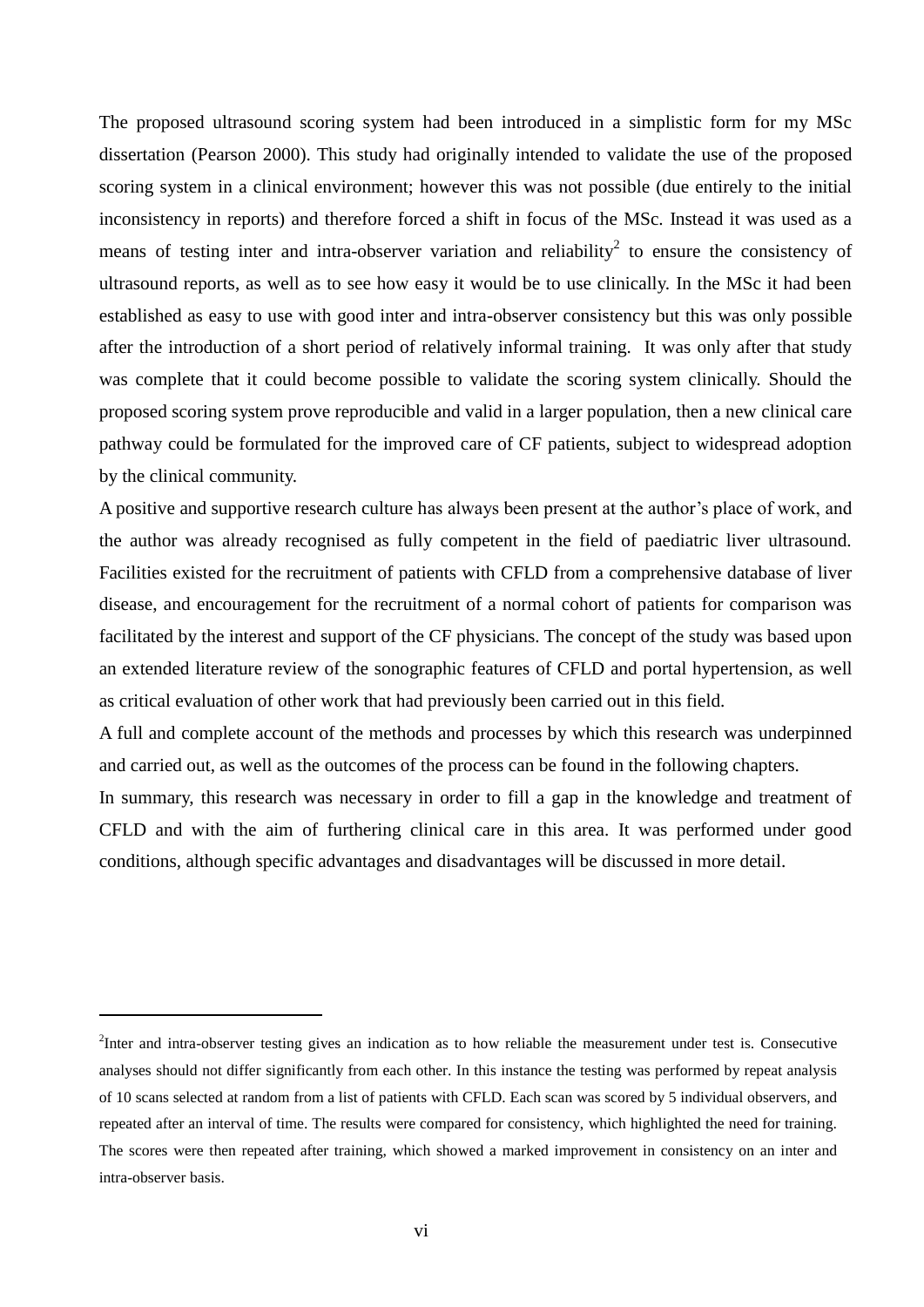The proposed ultrasound scoring system had been introduced in a simplistic form for my MSc dissertation (Pearson 2000). This study had originally intended to validate the use of the proposed scoring system in a clinical environment; however this was not possible (due entirely to the initial inconsistency in reports) and therefore forced a shift in focus of the MSc. Instead it was used as a means of testing inter and intra-observer variation and reliability[2] to ensure the consistency of ultrasound reports, as well as to see how easy it would be to use clinically. In the MSc it had been established as easy to use with good inter and intra-observer consistency but this was only possible after the introduction of a short period of relatively informal training. It was only after that study was complete that it could become possible to validate the scoring system clinically. Should the proposed scoring system prove reproducible and valid in a larger population, then a new clinical care pathway could be formulated for the improved care of CF patients, subject to widespread adoption by the clinical community.

A positive and supportive research culture has always been present at the author's place of work, and the author was already recognised as fully competent in the field of paediatric liver ultrasound. Facilities existed for the recruitment of patients with CFLD from a comprehensive database of liver disease, and encouragement for the recruitment of a normal cohort of patients for comparison was facilitated by the interest and support of the CF physicians. The concept of the study was based upon an extended literature review of the sonographic features of CFLD and portal hypertension, as well as critical evaluation of other work that had previously been carried out in this field.

A full and complete account of the methods and processes by which this research was underpinned and carried out, as well as the outcomes of the process can be found in the following chapters.

In summary, this research was necessary in order to fill a gap in the knowledge and treatment of CFLD and with the aim of furthering clinical care in this area. It was performed under good conditions, although specific advantages and disadvantages will be discussed in more detail.

---

[2] Inter and intra-observer testing gives an indication as to how reliable the measurement under test is. Consecutive analyses should not differ significantly from each other. In this instance the testing was performed by repeat analysis of 10 scans selected at random from a list of patients with CFLD. Each scan was scored by 5 individual observers, and repeated after an interval of time. The results were compared for consistency, which highlighted the need for training. The scores were then repeated after training, which showed a marked improvement in consistency on an inter and intra-observer basis.